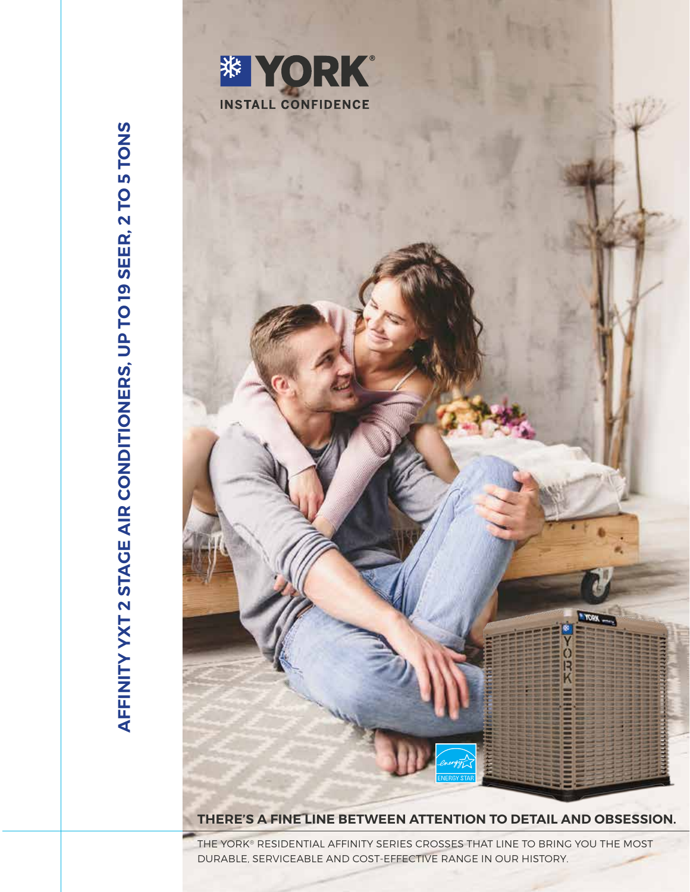# AFFINITY YXT 2 STAGE AIR CONDITIONERS, UP TO 19 SEER, 2 TO 5 TONS

YORK®

INSTALL CONFIDENCE

## THERE'S A FINE LINE BETWEEN ATTENTION TO DETAIL AND OBSESSION.

THE YORK® RESIDENTIAL AFFINITY SERIES CROSSES THAT LINE TO BRING YOU THE MOST DURABLE, SERVICEABLE AND COST-EFFECTIVE RANGE IN OUR HISTORY.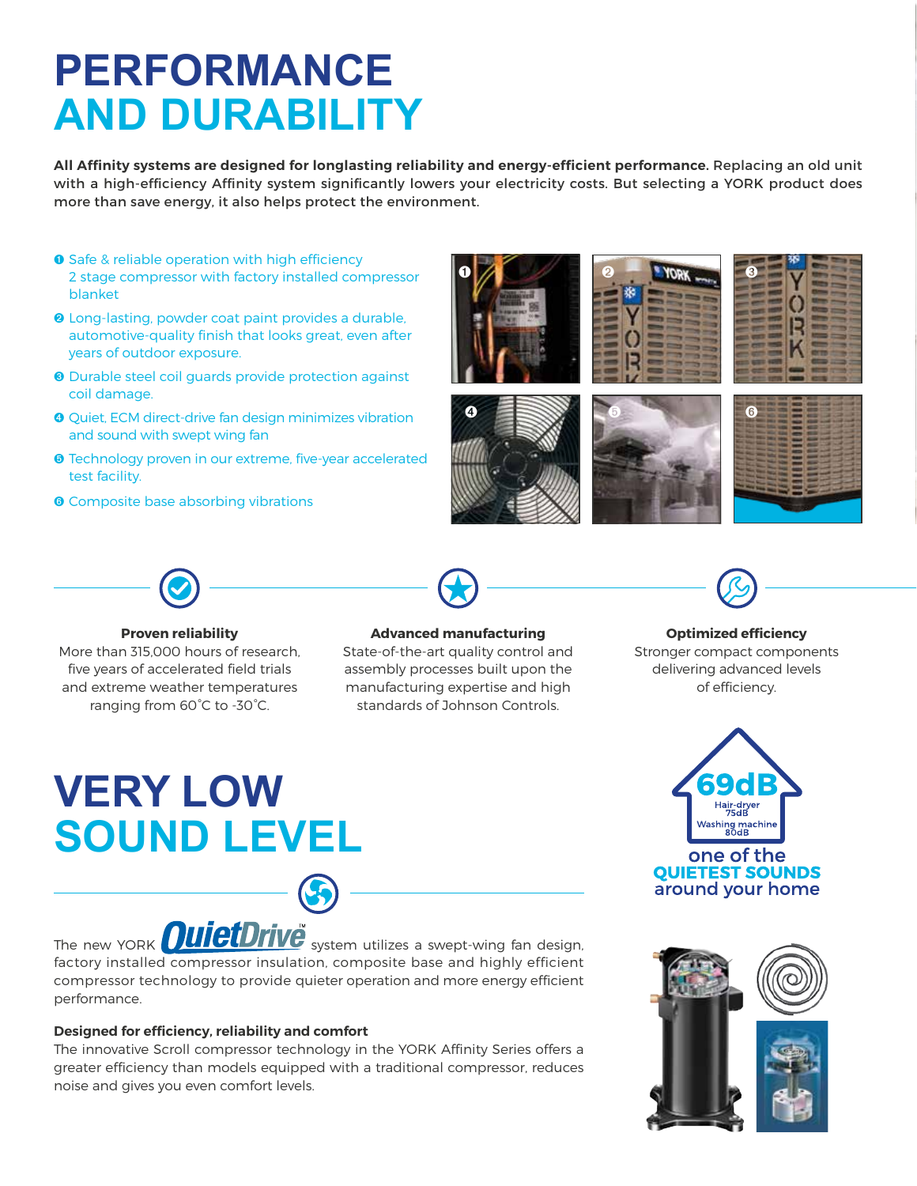# PERFORMANCE AND DURABILITY

**All Affinity systems are designed for longlasting reliability and energy-efficient performance.** Replacing an old unit with a high-efficiency Affinity system significantly lowers your electricity costs. But selecting a YORK product does more than save energy, it also helps protect the environment.

1. Safe & reliable operation with high efficiency 2 stage compressor with factory installed compressor blanket
2. Long-lasting, powder coat paint provides a durable, automotive-quality finish that looks great, even after years of outdoor exposure.
3. Durable steel coil guards provide protection against coil damage.
4. Quiet, ECM direct-drive fan design minimizes vibration and sound with swept wing fan
5. Technology proven in our extreme, five-year accelerated test facility.
6. Composite base absorbing vibrations

**Proven reliability**
More than 315,000 hours of research, five years of accelerated field trials and extreme weather temperatures ranging from 60˚C to -30˚C.

**Advanced manufacturing**
State-of-the-art quality control and assembly processes built upon the manufacturing expertise and high standards of Johnson Controls.

**Optimized efficiency**
Stronger compact components delivering advanced levels of efficiency.

# VERY LOW SOUND LEVEL

69dB
Hair-dryer 75dB
Washing machine 80dB
one of the QUIETEST SOUNDS around your home

The new YORK QuietDrive™ system utilizes a swept-wing fan design, factory installed compressor insulation, composite base and highly efficient compressor technology to provide quieter operation and more energy efficient performance.

**Designed for efficiency, reliability and comfort**
The innovative Scroll compressor technology in the YORK Affinity Series offers a greater efficiency than models equipped with a traditional compressor, reduces noise and gives you even comfort levels.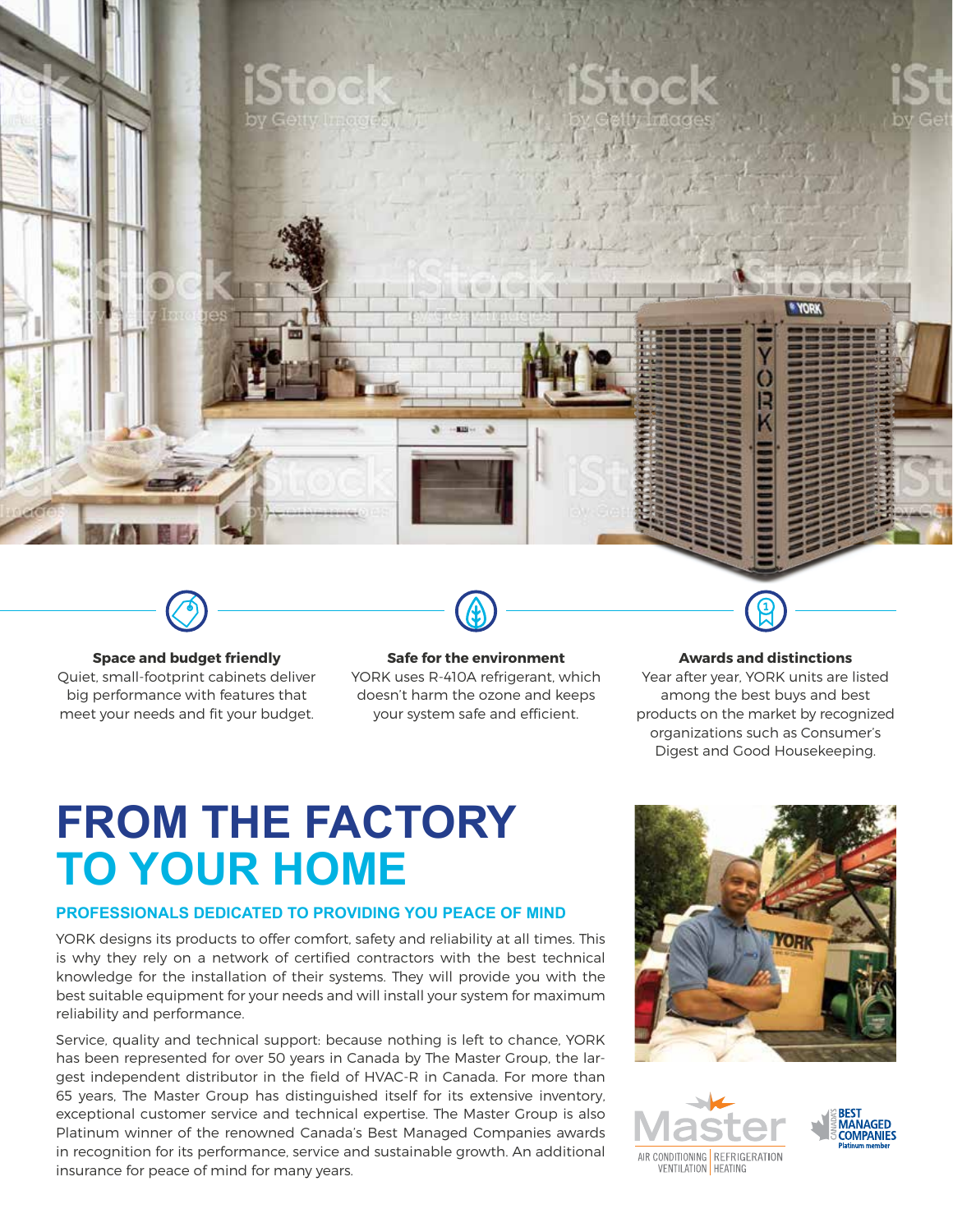**Space and budget friendly**
Quiet, small-footprint cabinets deliver big performance with features that meet your needs and fit your budget.

**Safe for the environment**
YORK uses R-410A refrigerant, which doesn't harm the ozone and keeps your system safe and efficient.

**Awards and distinctions**
Year after year, YORK units are listed among the best buys and best products on the market by recognized organizations such as Consumer's Digest and Good Housekeeping.

# FROM THE FACTORY TO YOUR HOME

## PROFESSIONALS DEDICATED TO PROVIDING YOU PEACE OF MIND

YORK designs its products to offer comfort, safety and reliability at all times. This is why they rely on a network of certified contractors with the best technical knowledge for the installation of their systems. They will provide you with the best suitable equipment for your needs and will install your system for maximum reliability and performance.

Service, quality and technical support: because nothing is left to chance, YORK has been represented for over 50 years in Canada by The Master Group, the largest independent distributor in the field of HVAC-R in Canada. For more than 65 years, The Master Group has distinguished itself for its extensive inventory, exceptional customer service and technical expertise. The Master Group is also Platinum winner of the renowned Canada's Best Managed Companies awards in recognition for its performance, service and sustainable growth. An additional insurance for peace of mind for many years.

Master
AIR CONDITIONING | REFRIGERATION
VENTILATION | HEATING

CANADA'S BEST MANAGED COMPANIES
Platinum member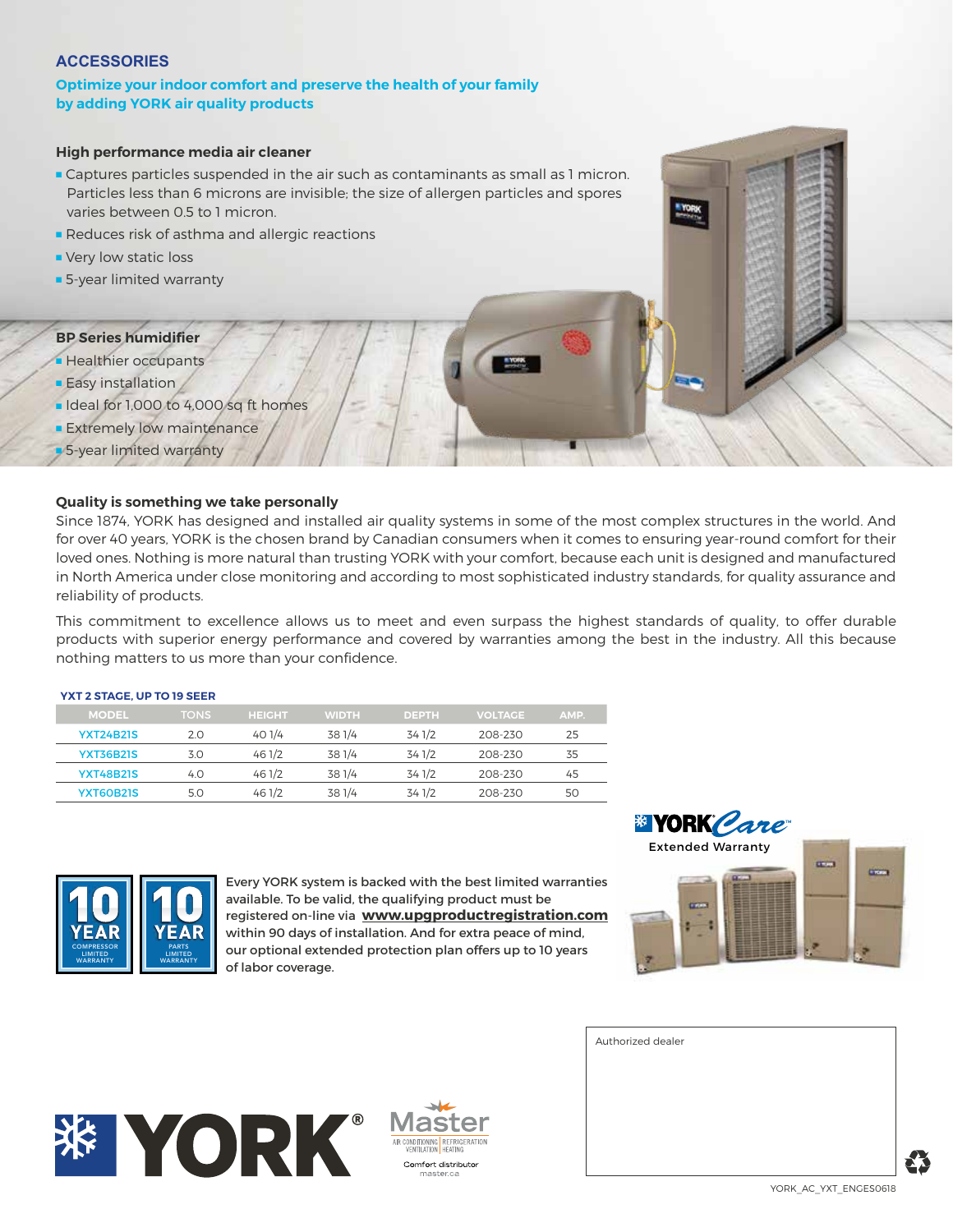## ACCESSORIES

**Optimize your indoor comfort and preserve the health of your family by adding YORK air quality products**

### High performance media air cleaner

- Captures particles suspended in the air such as contaminants as small as 1 micron. Particles less than 6 microns are invisible; the size of allergen particles and spores varies between 0.5 to 1 micron.
- Reduces risk of asthma and allergic reactions
- Very low static loss
- 5-year limited warranty

### BP Series humidifier

- Healthier occupants
- Easy installation
- Ideal for 1,000 to 4,000 sq ft homes
- Extremely low maintenance
- 5-year limited warranty

### Quality is something we take personally

Since 1874, YORK has designed and installed air quality systems in some of the most complex structures in the world. And for over 40 years, YORK is the chosen brand by Canadian consumers when it comes to ensuring year-round comfort for their loved ones. Nothing is more natural than trusting YORK with your comfort, because each unit is designed and manufactured in North America under close monitoring and according to most sophisticated industry standards, for quality assurance and reliability of products.

This commitment to excellence allows us to meet and even surpass the highest standards of quality, to offer durable products with superior energy performance and covered by warranties among the best in the industry. All this because nothing matters to us more than your confidence.

**YXT 2 STAGE, UP TO 19 SEER**

| MODEL | TONS | HEIGHT | WIDTH | DEPTH | VOLTAGE | AMP. |
|---|---|---|---|---|---|---|
| YXT24B21S | 2.0 | 40 1/4 | 38 1/4 | 34 1/2 | 208-230 | 25 |
| YXT36B21S | 3.0 | 46 1/2 | 38 1/4 | 34 1/2 | 208-230 | 35 |
| YXT48B21S | 4.0 | 46 1/2 | 38 1/4 | 34 1/2 | 208-230 | 45 |
| YXT60B21S | 5.0 | 46 1/2 | 38 1/4 | 34 1/2 | 208-230 | 50 |

10 YEAR COMPRESSOR LIMITED WARRANTY

10 YEAR PARTS LIMITED WARRANTY

Every YORK system is backed with the best limited warranties available. To be valid, the qualifying product must be registered on-line via **www.upgproductregistration.com** within 90 days of installation. And for extra peace of mind, our optional extended protection plan offers up to 10 years of labor coverage.

YORK Care™ Extended Warranty

YORK®

Master — AIR CONDITIONING | REFRIGERATION | VENTILATION | HEATING — Comfort distributor — master.ca

Authorized dealer

YORK_AC_YXT_ENGES0618